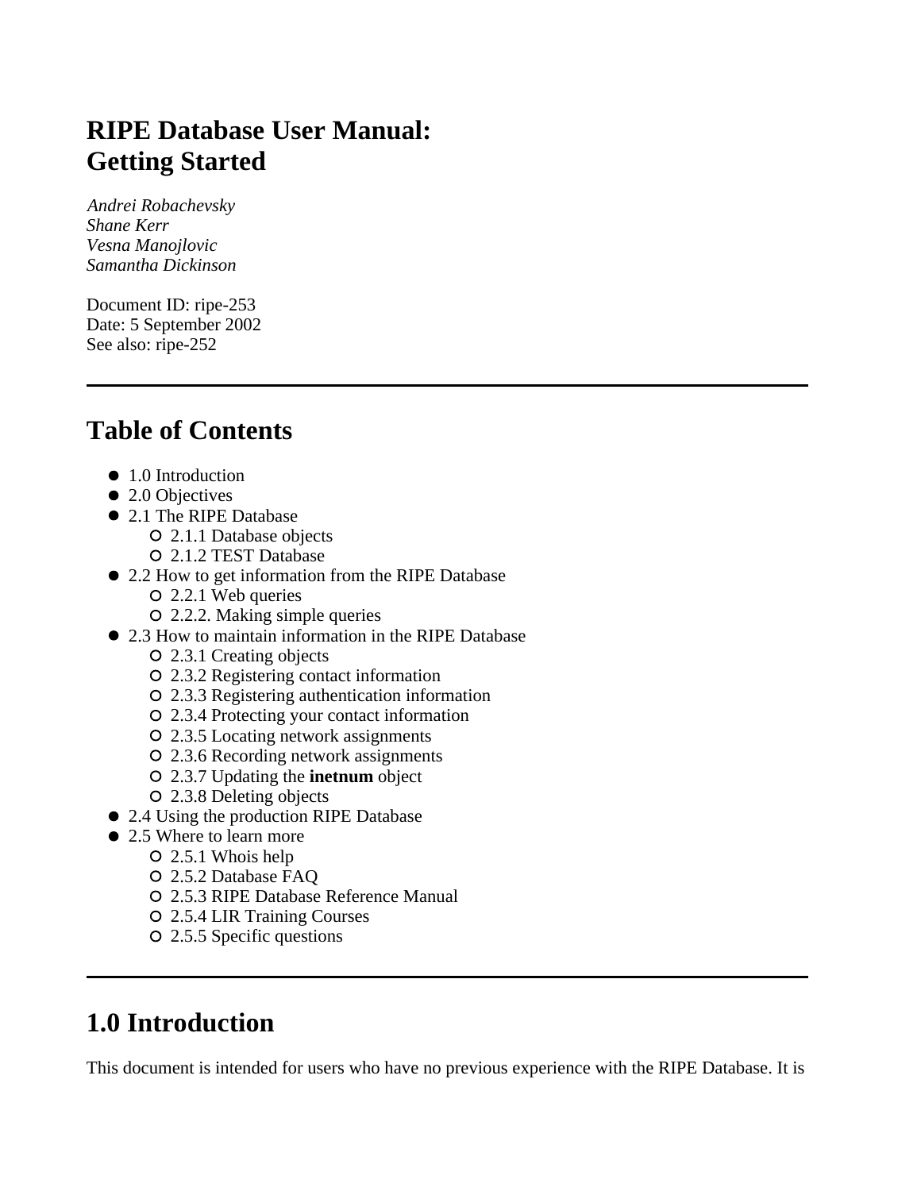# RIPE Database User Manual: Getting Started

*Andrei Robachevsky*
*Shane Kerr*
*Vesna Manojlovic*
*Samantha Dickinson*

Document ID: ripe-253
Date: 5 September 2002
See also: ripe-252

---

## Table of Contents

- 1.0 Introduction
- 2.0 Objectives
- 2.1 The RIPE Database
  - 2.1.1 Database objects
  - 2.1.2 TEST Database
- 2.2 How to get information from the RIPE Database
  - 2.2.1 Web queries
  - 2.2.2. Making simple queries
- 2.3 How to maintain information in the RIPE Database
  - 2.3.1 Creating objects
  - 2.3.2 Registering contact information
  - 2.3.3 Registering authentication information
  - 2.3.4 Protecting your contact information
  - 2.3.5 Locating network assignments
  - 2.3.6 Recording network assignments
  - 2.3.7 Updating the **inetnum** object
  - 2.3.8 Deleting objects
- 2.4 Using the production RIPE Database
- 2.5 Where to learn more
  - 2.5.1 Whois help
  - 2.5.2 Database FAQ
  - 2.5.3 RIPE Database Reference Manual
  - 2.5.4 LIR Training Courses
  - 2.5.5 Specific questions

---

## 1.0 Introduction

This document is intended for users who have no previous experience with the RIPE Database. It is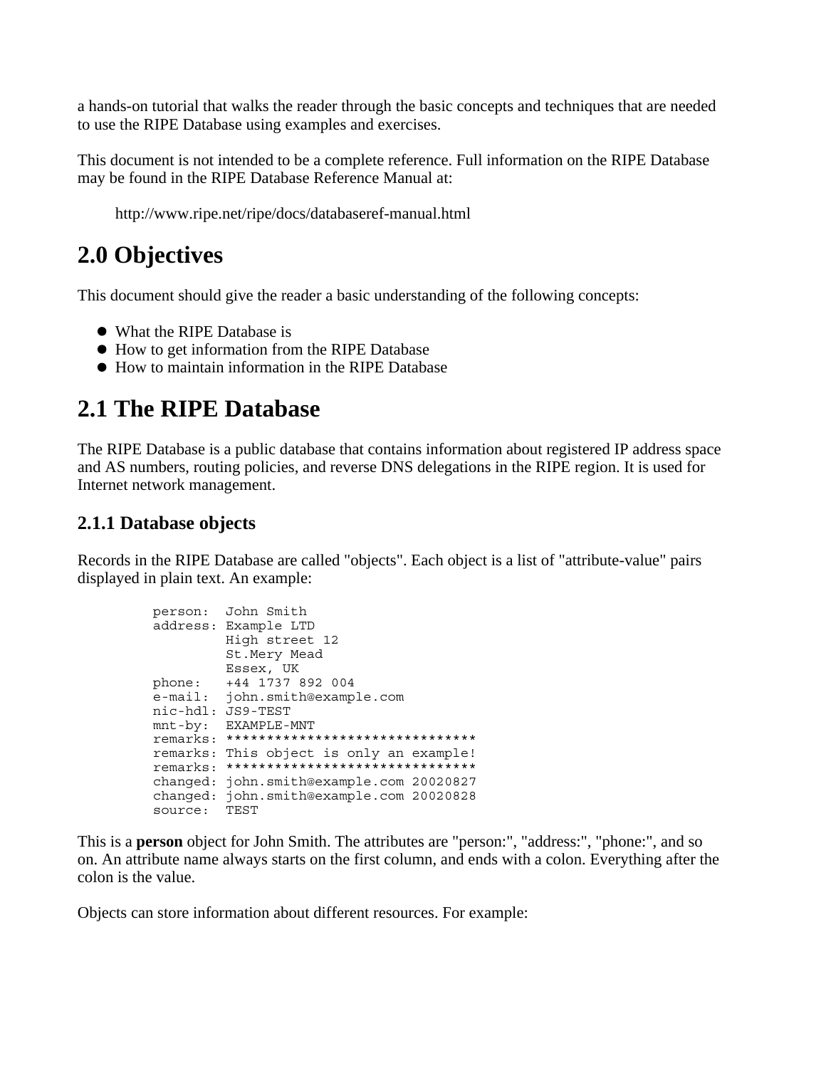a hands-on tutorial that walks the reader through the basic concepts and techniques that are needed to use the RIPE Database using examples and exercises.

This document is not intended to be a complete reference. Full information on the RIPE Database may be found in the RIPE Database Reference Manual at:

http://www.ripe.net/ripe/docs/databaseref-manual.html

# 2.0 Objectives

This document should give the reader a basic understanding of the following concepts:

- What the RIPE Database is
- How to get information from the RIPE Database
- How to maintain information in the RIPE Database

# 2.1 The RIPE Database

The RIPE Database is a public database that contains information about registered IP address space and AS numbers, routing policies, and reverse DNS delegations in the RIPE region. It is used for Internet network management.

## 2.1.1 Database objects

Records in the RIPE Database are called "objects". Each object is a list of "attribute-value" pairs displayed in plain text. An example:

```
person:  John Smith
address: Example LTD
         High street 12
         St.Mery Mead
         Essex, UK
phone:   +44 1737 892 004
e-mail:  john.smith@example.com
nic-hdl: JS9-TEST
mnt-by:  EXAMPLE-MNT
remarks: *******************************
remarks: This object is only an example!
remarks: *******************************
changed: john.smith@example.com 20020827
changed: john.smith@example.com 20020828
source:  TEST
```

This is a **person** object for John Smith. The attributes are "person:", "address:", "phone:", and so on. An attribute name always starts on the first column, and ends with a colon. Everything after the colon is the value.

Objects can store information about different resources. For example: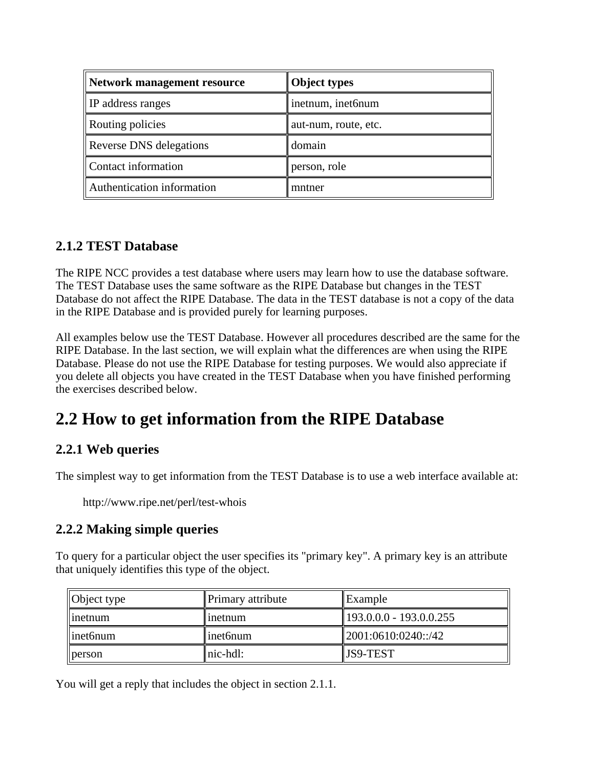| Network management resource | Object types |
| --- | --- |
| IP address ranges | inetnum, inet6num |
| Routing policies | aut-num, route, etc. |
| Reverse DNS delegations | domain |
| Contact information | person, role |
| Authentication information | mntner |

### 2.1.2 TEST Database

The RIPE NCC provides a test database where users may learn how to use the database software. The TEST Database uses the same software as the RIPE Database but changes in the TEST Database do not affect the RIPE Database. The data in the TEST database is not a copy of the data in the RIPE Database and is provided purely for learning purposes.

All examples below use the TEST Database. However all procedures described are the same for the RIPE Database. In the last section, we will explain what the differences are when using the RIPE Database. Please do not use the RIPE Database for testing purposes. We would also appreciate if you delete all objects you have created in the TEST Database when you have finished performing the exercises described below.

## 2.2 How to get information from the RIPE Database

### 2.2.1 Web queries

The simplest way to get information from the TEST Database is to use a web interface available at:

> http://www.ripe.net/perl/test-whois

### 2.2.2 Making simple queries

To query for a particular object the user specifies its "primary key". A primary key is an attribute that uniquely identifies this type of the object.

| Object type | Primary attribute | Example |
| --- | --- | --- |
| inetnum | inetnum | 193.0.0.0 - 193.0.0.255 |
| inet6num | inet6num | 2001:0610:0240::/42 |
| person | nic-hdl: | JS9-TEST |

You will get a reply that includes the object in section 2.1.1.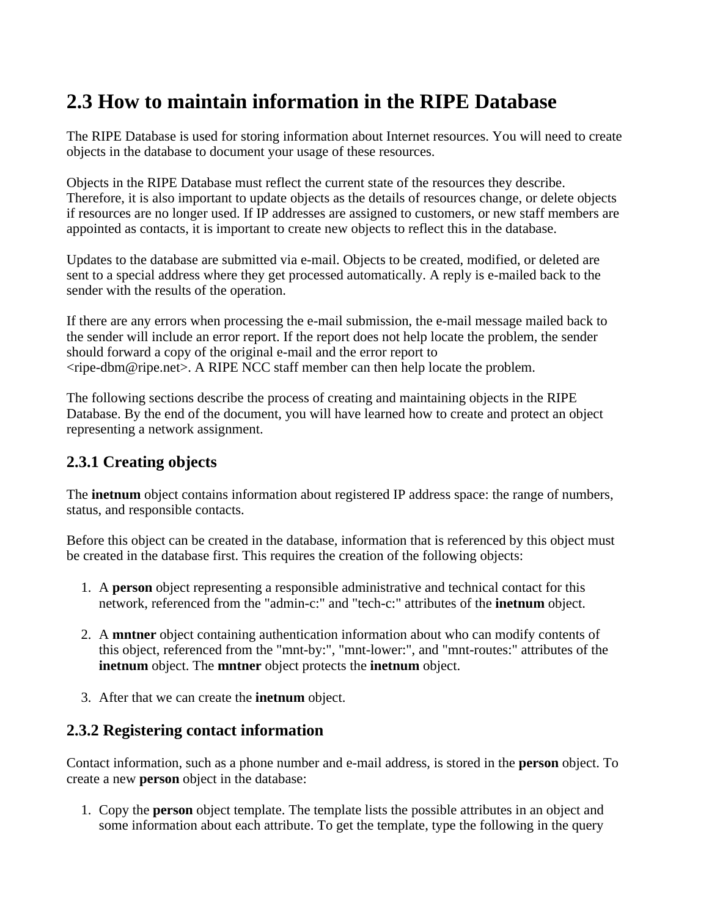# 2.3 How to maintain information in the RIPE Database

The RIPE Database is used for storing information about Internet resources. You will need to create objects in the database to document your usage of these resources.

Objects in the RIPE Database must reflect the current state of the resources they describe. Therefore, it is also important to update objects as the details of resources change, or delete objects if resources are no longer used. If IP addresses are assigned to customers, or new staff members are appointed as contacts, it is important to create new objects to reflect this in the database.

Updates to the database are submitted via e-mail. Objects to be created, modified, or deleted are sent to a special address where they get processed automatically. A reply is e-mailed back to the sender with the results of the operation.

If there are any errors when processing the e-mail submission, the e-mail message mailed back to the sender will include an error report. If the report does not help locate the problem, the sender should forward a copy of the original e-mail and the error report to <ripe-dbm@ripe.net>. A RIPE NCC staff member can then help locate the problem.

The following sections describe the process of creating and maintaining objects in the RIPE Database. By the end of the document, you will have learned how to create and protect an object representing a network assignment.

## 2.3.1 Creating objects

The **inetnum** object contains information about registered IP address space: the range of numbers, status, and responsible contacts.

Before this object can be created in the database, information that is referenced by this object must be created in the database first. This requires the creation of the following objects:

1. A **person** object representing a responsible administrative and technical contact for this network, referenced from the "admin-c:" and "tech-c:" attributes of the **inetnum** object.

2. A **mntner** object containing authentication information about who can modify contents of this object, referenced from the "mnt-by:", "mnt-lower:", and "mnt-routes:" attributes of the **inetnum** object. The **mntner** object protects the **inetnum** object.

3. After that we can create the **inetnum** object.

## 2.3.2 Registering contact information

Contact information, such as a phone number and e-mail address, is stored in the **person** object. To create a new **person** object in the database:

1. Copy the **person** object template. The template lists the possible attributes in an object and some information about each attribute. To get the template, type the following in the query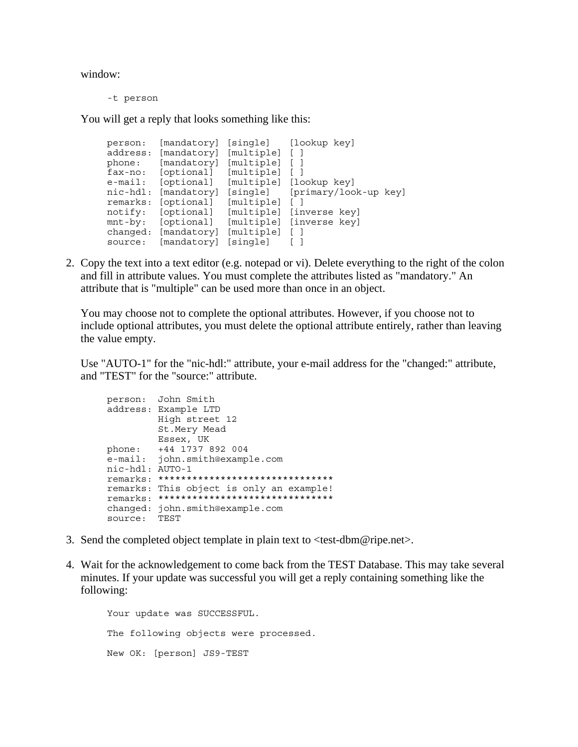window:

```
-t person
```

You will get a reply that looks something like this:

```
person:  [mandatory] [single]   [lookup key]
address: [mandatory] [multiple] [ ]
phone:   [mandatory] [multiple] [ ]
fax-no:  [optional]  [multiple] [ ]
e-mail:  [optional]  [multiple] [lookup key]
nic-hdl: [mandatory] [single]   [primary/look-up key]
remarks: [optional]  [multiple] [ ]
notify:  [optional]  [multiple] [inverse key]
mnt-by:  [optional]  [multiple] [inverse key]
changed: [mandatory] [multiple] [ ]
source:  [mandatory] [single]   [ ]
```

2. Copy the text into a text editor (e.g. notepad or vi). Delete everything to the right of the colon and fill in attribute values. You must complete the attributes listed as "mandatory." An attribute that is "multiple" can be used more than once in an object.

   You may choose not to complete the optional attributes. However, if you choose not to include optional attributes, you must delete the optional attribute entirely, rather than leaving the value empty.

   Use "AUTO-1" for the "nic-hdl:" attribute, your e-mail address for the "changed:" attribute, and "TEST" for the "source:" attribute.

```
person:  John Smith
address: Example LTD
         High street 12
         St.Mery Mead
         Essex, UK
phone:   +44 1737 892 004
e-mail:  john.smith@example.com
nic-hdl: AUTO-1
remarks: *******************************
remarks: This object is only an example!
remarks: *******************************
changed: john.smith@example.com
source:  TEST
```

3. Send the completed object template in plain text to <test-dbm@ripe.net>.

4. Wait for the acknowledgement to come back from the TEST Database. This may take several minutes. If your update was successful you will get a reply containing something like the following:

```
Your update was SUCCESSFUL.

The following objects were processed.

New OK: [person] JS9-TEST
```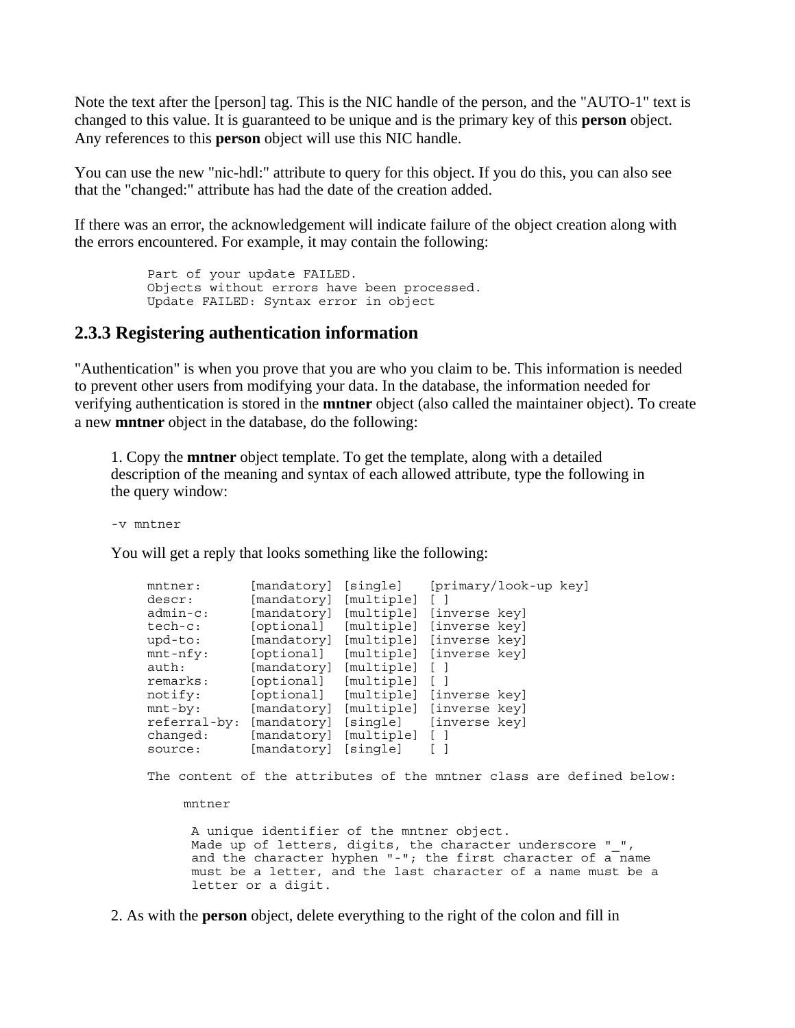Note the text after the [person] tag. This is the NIC handle of the person, and the "AUTO-1" text is changed to this value. It is guaranteed to be unique and is the primary key of this **person** object. Any references to this **person** object will use this NIC handle.

You can use the new "nic-hdl:" attribute to query for this object. If you do this, you can also see that the "changed:" attribute has had the date of the creation added.

If there was an error, the acknowledgement will indicate failure of the object creation along with the errors encountered. For example, it may contain the following:

```
Part of your update FAILED.
Objects without errors have been processed.
Update FAILED: Syntax error in object
```

### 2.3.3 Registering authentication information

"Authentication" is when you prove that you are who you claim to be. This information is needed to prevent other users from modifying your data. In the database, the information needed for verifying authentication is stored in the **mntner** object (also called the maintainer object). To create a new **mntner** object in the database, do the following:

1. Copy the **mntner** object template. To get the template, along with a detailed description of the meaning and syntax of each allowed attribute, type the following in the query window:

```
-v mntner
```

You will get a reply that looks something like the following:

```
mntner:      [mandatory] [single]   [primary/look-up key]
descr:       [mandatory] [multiple] [ ]
admin-c:     [mandatory] [multiple] [inverse key]
tech-c:      [optional]  [multiple] [inverse key]
upd-to:      [mandatory] [multiple] [inverse key]
mnt-nfy:     [optional]  [multiple] [inverse key]
auth:        [mandatory] [multiple] [ ]
remarks:     [optional]  [multiple] [ ]
notify:      [optional]  [multiple] [inverse key]
mnt-by:      [mandatory] [multiple] [inverse key]
referral-by: [mandatory] [single]   [inverse key]
changed:     [mandatory] [multiple] [ ]
source:      [mandatory] [single]   [ ]

The content of the attributes of the mntner class are defined below:

      mntner

        A unique identifier of the mntner object.
        Made up of letters, digits, the character underscore "_",
        and the character hyphen "-"; the first character of a name
        must be a letter, and the last character of a name must be a
        letter or a digit.
```

2. As with the **person** object, delete everything to the right of the colon and fill in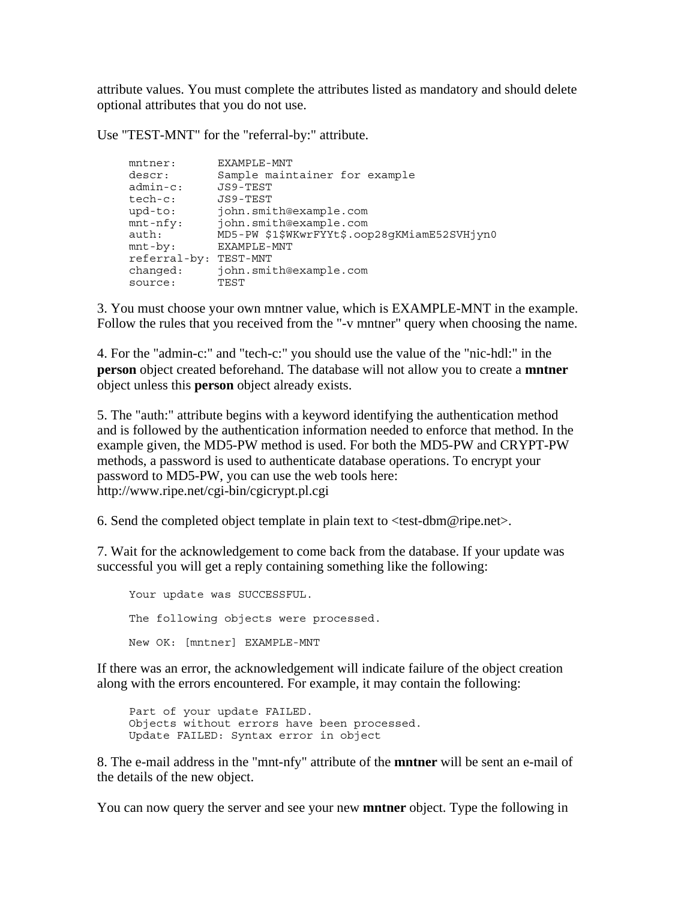attribute values. You must complete the attributes listed as mandatory and should delete optional attributes that you do not use.

Use "TEST-MNT" for the "referral-by:" attribute.

```
mntner:      EXAMPLE-MNT
descr:       Sample maintainer for example
admin-c:     JS9-TEST
tech-c:      JS9-TEST
upd-to:      john.smith@example.com
mnt-nfy:     john.smith@example.com
auth:        MD5-PW $1$WKwrFYYt$.oop28gKMiamE52SVHjyn0
mnt-by:      EXAMPLE-MNT
referral-by: TEST-MNT
changed:     john.smith@example.com
source:      TEST
```

3. You must choose your own mntner value, which is EXAMPLE-MNT in the example. Follow the rules that you received from the "-v mntner" query when choosing the name.

4. For the "admin-c:" and "tech-c:" you should use the value of the "nic-hdl:" in the **person** object created beforehand. The database will not allow you to create a **mntner** object unless this **person** object already exists.

5. The "auth:" attribute begins with a keyword identifying the authentication method and is followed by the authentication information needed to enforce that method. In the example given, the MD5-PW method is used. For both the MD5-PW and CRYPT-PW methods, a password is used to authenticate database operations. To encrypt your password to MD5-PW, you can use the web tools here: http://www.ripe.net/cgi-bin/cgicrypt.pl.cgi

6. Send the completed object template in plain text to <test-dbm@ripe.net>.

7. Wait for the acknowledgement to come back from the database. If your update was successful you will get a reply containing something like the following:

```
Your update was SUCCESSFUL.

The following objects were processed.

New OK: [mntner] EXAMPLE-MNT
```

If there was an error, the acknowledgement will indicate failure of the object creation along with the errors encountered. For example, it may contain the following:

```
Part of your update FAILED.
Objects without errors have been processed.
Update FAILED: Syntax error in object
```

8. The e-mail address in the "mnt-nfy" attribute of the **mntner** will be sent an e-mail of the details of the new object.

You can now query the server and see your new **mntner** object. Type the following in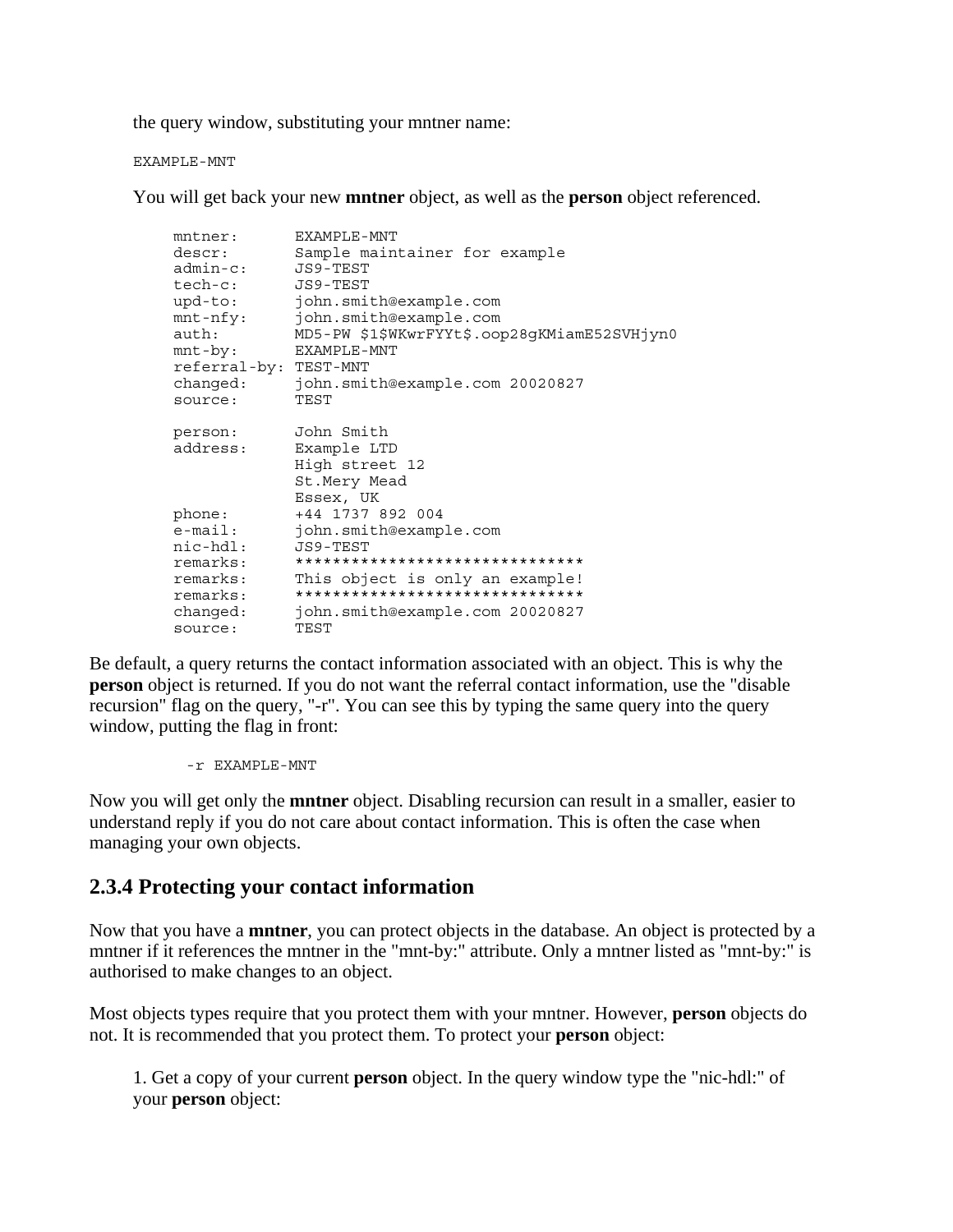the query window, substituting your mntner name:

```
EXAMPLE-MNT
```

You will get back your new **mntner** object, as well as the **person** object referenced.

```
mntner:      EXAMPLE-MNT
descr:       Sample maintainer for example
admin-c:     JS9-TEST
tech-c:      JS9-TEST
upd-to:      john.smith@example.com
mnt-nfy:     john.smith@example.com
auth:        MD5-PW $1$WKwrFYYt$.oop28gKMiamE52SVHjyn0
mnt-by:      EXAMPLE-MNT
referral-by: TEST-MNT
changed:     john.smith@example.com 20020827
source:      TEST

person:      John Smith
address:     Example LTD
             High street 12
             St.Mery Mead
             Essex, UK
phone:       +44 1737 892 004
e-mail:      john.smith@example.com
nic-hdl:     JS9-TEST
remarks:     *******************************
remarks:     This object is only an example!
remarks:     *******************************
changed:     john.smith@example.com 20020827
source:      TEST
```

Be default, a query returns the contact information associated with an object. This is why the **person** object is returned. If you do not want the referral contact information, use the "disable recursion" flag on the query, "-r". You can see this by typing the same query into the query window, putting the flag in front:

```
-r EXAMPLE-MNT
```

Now you will get only the **mntner** object. Disabling recursion can result in a smaller, easier to understand reply if you do not care about contact information. This is often the case when managing your own objects.

## 2.3.4 Protecting your contact information

Now that you have a **mntner**, you can protect objects in the database. An object is protected by a mntner if it references the mntner in the "mnt-by:" attribute. Only a mntner listed as "mnt-by:" is authorised to make changes to an object.

Most objects types require that you protect them with your mntner. However, **person** objects do not. It is recommended that you protect them. To protect your **person** object:

1. Get a copy of your current **person** object. In the query window type the "nic-hdl:" of your **person** object: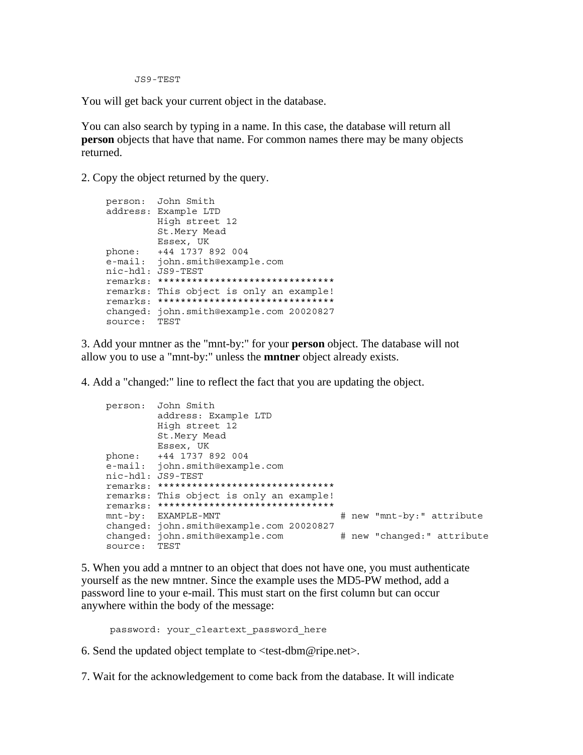```
JS9-TEST
```

You will get back your current object in the database.

You can also search by typing in a name. In this case, the database will return all **person** objects that have that name. For common names there may be many objects returned.

2. Copy the object returned by the query.

```
person:  John Smith
address: Example LTD
         High street 12
         St.Mery Mead
         Essex, UK
phone:   +44 1737 892 004
e-mail:  john.smith@example.com
nic-hdl: JS9-TEST
remarks: *******************************
remarks: This object is only an example!
remarks: *******************************
changed: john.smith@example.com 20020827
source:  TEST
```

3. Add your mntner as the "mnt-by:" for your **person** object. The database will not allow you to use a "mnt-by:" unless the **mntner** object already exists.

4. Add a "changed:" line to reflect the fact that you are updating the object.

```
person:  John Smith
         address: Example LTD
         High street 12
         St.Mery Mead
         Essex, UK
phone:   +44 1737 892 004
e-mail:  john.smith@example.com
nic-hdl: JS9-TEST
remarks: *******************************
remarks: This object is only an example!
remarks: *******************************
mnt-by:  EXAMPLE-MNT                    # new "mnt-by:" attribute
changed: john.smith@example.com 20020827
changed: john.smith@example.com         # new "changed:" attribute
source:  TEST
```

5. When you add a mntner to an object that does not have one, you must authenticate yourself as the new mntner. Since the example uses the MD5-PW method, add a password line to your e-mail. This must start on the first column but can occur anywhere within the body of the message:

```
password: your_cleartext_password_here
```

6. Send the updated object template to <test-dbm@ripe.net>.

7. Wait for the acknowledgement to come back from the database. It will indicate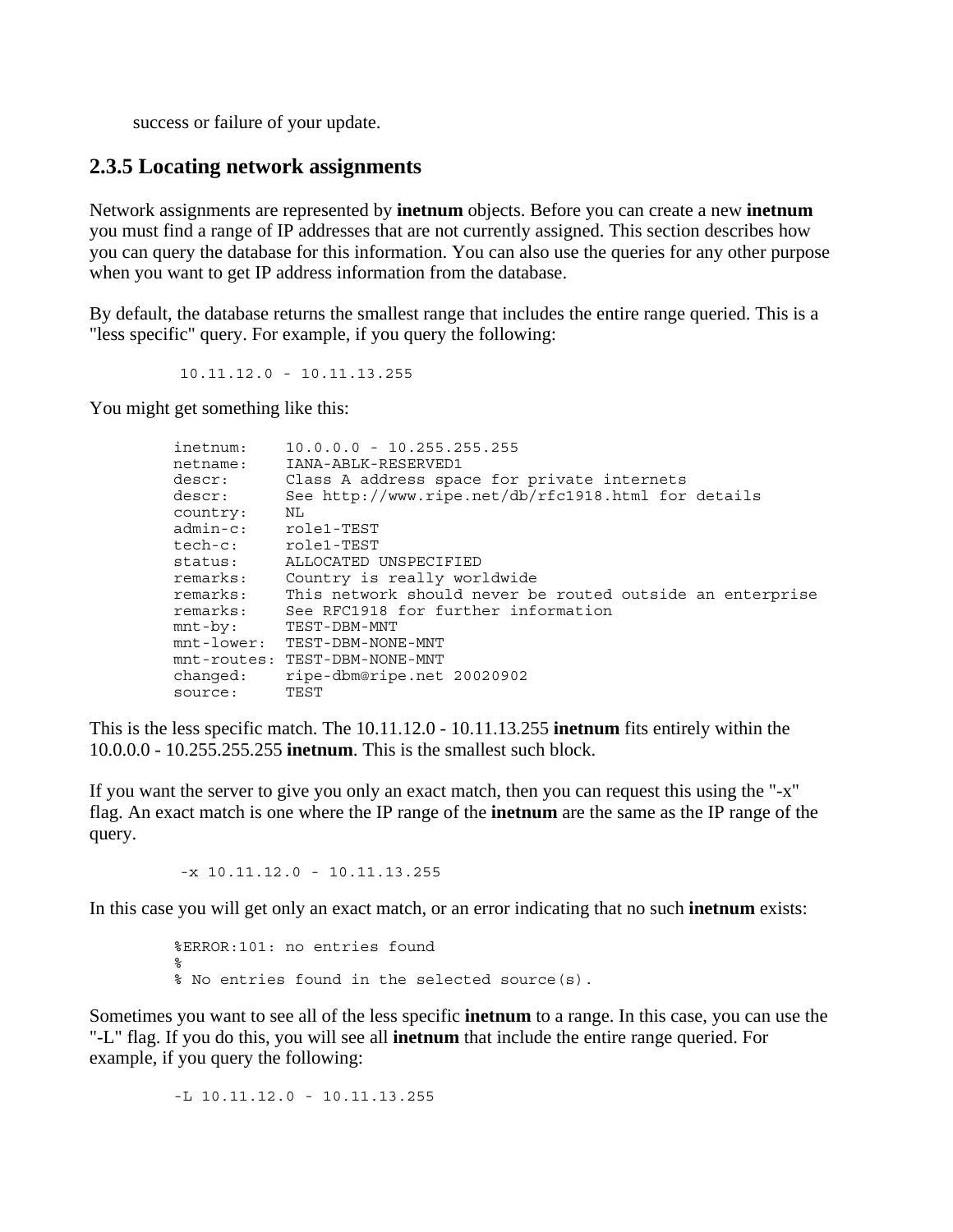success or failure of your update.

### 2.3.5 Locating network assignments

Network assignments are represented by **inetnum** objects. Before you can create a new **inetnum** you must find a range of IP addresses that are not currently assigned. This section describes how you can query the database for this information. You can also use the queries for any other purpose when you want to get IP address information from the database.

By default, the database returns the smallest range that includes the entire range queried. This is a "less specific" query. For example, if you query the following:

```
10.11.12.0 - 10.11.13.255
```

You might get something like this:

```
inetnum:     10.0.0.0 - 10.255.255.255
netname:     IANA-ABLK-RESERVED1
descr:       Class A address space for private internets
descr:       See http://www.ripe.net/db/rfc1918.html for details
country:     NL
admin-c:     role1-TEST
tech-c:      role1-TEST
status:      ALLOCATED UNSPECIFIED
remarks:     Country is really worldwide
remarks:     This network should never be routed outside an enterprise
remarks:     See RFC1918 for further information
mnt-by:      TEST-DBM-MNT
mnt-lower:   TEST-DBM-NONE-MNT
mnt-routes:  TEST-DBM-NONE-MNT
changed:     ripe-dbm@ripe.net 20020902
source:      TEST
```

This is the less specific match. The 10.11.12.0 - 10.11.13.255 **inetnum** fits entirely within the 10.0.0.0 - 10.255.255.255 **inetnum**. This is the smallest such block.

If you want the server to give you only an exact match, then you can request this using the "-x" flag. An exact match is one where the IP range of the **inetnum** are the same as the IP range of the query.

```
-x 10.11.12.0 - 10.11.13.255
```

In this case you will get only an exact match, or an error indicating that no such **inetnum** exists:

```
%ERROR:101: no entries found
%
% No entries found in the selected source(s).
```

Sometimes you want to see all of the less specific **inetnum** to a range. In this case, you can use the "-L" flag. If you do this, you will see all **inetnum** that include the entire range queried. For example, if you query the following:

```
-L 10.11.12.0 - 10.11.13.255
```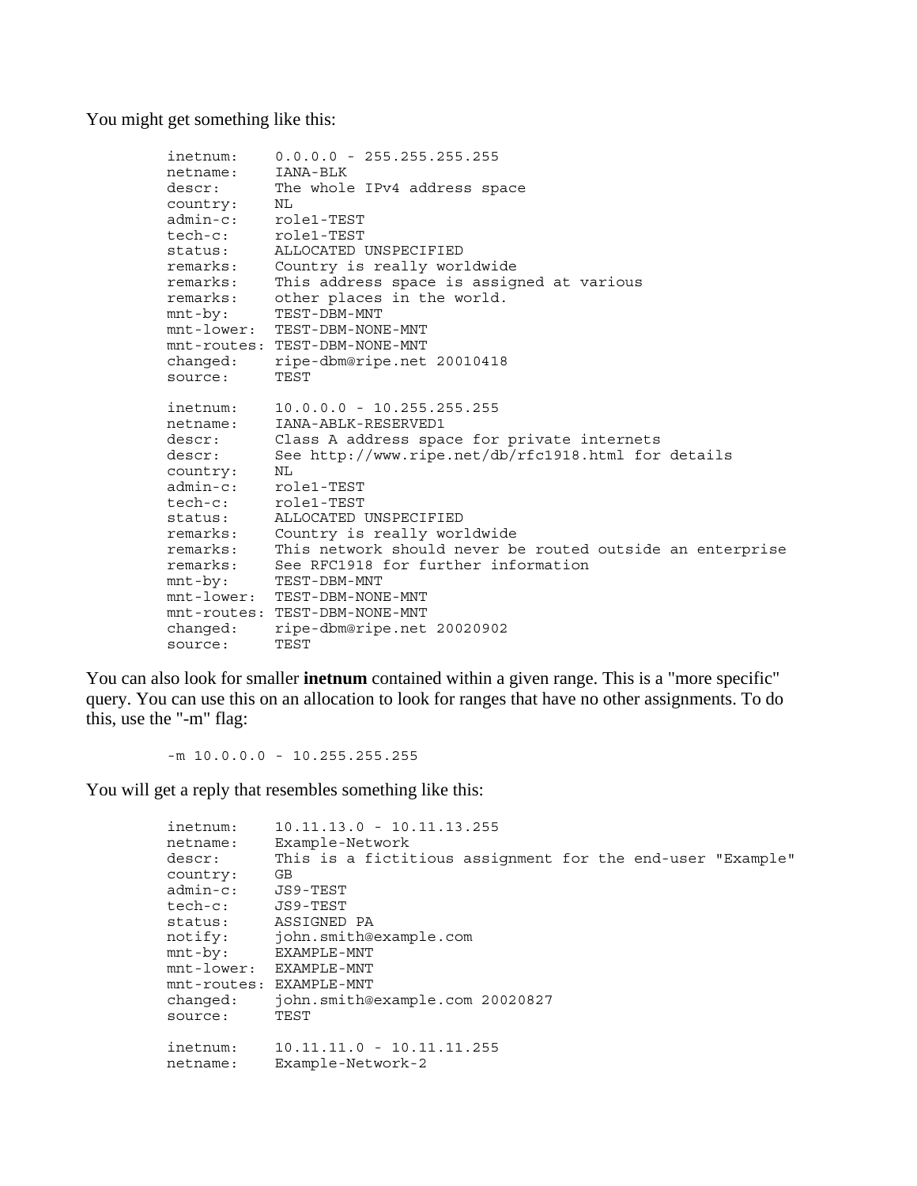You might get something like this:

```
inetnum:     0.0.0.0 - 255.255.255.255
netname:     IANA-BLK
descr:       The whole IPv4 address space
country:     NL
admin-c:     role1-TEST
tech-c:      role1-TEST
status:      ALLOCATED UNSPECIFIED
remarks:     Country is really worldwide
remarks:     This address space is assigned at various
remarks:     other places in the world.
mnt-by:      TEST-DBM-MNT
mnt-lower:   TEST-DBM-NONE-MNT
mnt-routes:  TEST-DBM-NONE-MNT
changed:     ripe-dbm@ripe.net 20010418
source:      TEST

inetnum:     10.0.0.0 - 10.255.255.255
netname:     IANA-ABLK-RESERVED1
descr:       Class A address space for private internets
descr:       See http://www.ripe.net/db/rfc1918.html for details
country:     NL
admin-c:     role1-TEST
tech-c:      role1-TEST
status:      ALLOCATED UNSPECIFIED
remarks:     Country is really worldwide
remarks:     This network should never be routed outside an enterprise
remarks:     See RFC1918 for further information
mnt-by:      TEST-DBM-MNT
mnt-lower:   TEST-DBM-NONE-MNT
mnt-routes:  TEST-DBM-NONE-MNT
changed:     ripe-dbm@ripe.net 20020902
source:      TEST
```

You can also look for smaller **inetnum** contained within a given range. This is a "more specific" query. You can use this on an allocation to look for ranges that have no other assignments. To do this, use the "-m" flag:

```
-m 10.0.0.0 - 10.255.255.255
```

You will get a reply that resembles something like this:

```
inetnum:     10.11.13.0 - 10.11.13.255
netname:     Example-Network
descr:       This is a fictitious assignment for the end-user "Example"
country:     GB
admin-c:     JS9-TEST
tech-c:      JS9-TEST
status:      ASSIGNED PA
notify:      john.smith@example.com
mnt-by:      EXAMPLE-MNT
mnt-lower:   EXAMPLE-MNT
mnt-routes:  EXAMPLE-MNT
changed:     john.smith@example.com 20020827
source:      TEST

inetnum:     10.11.11.0 - 10.11.11.255
netname:     Example-Network-2
```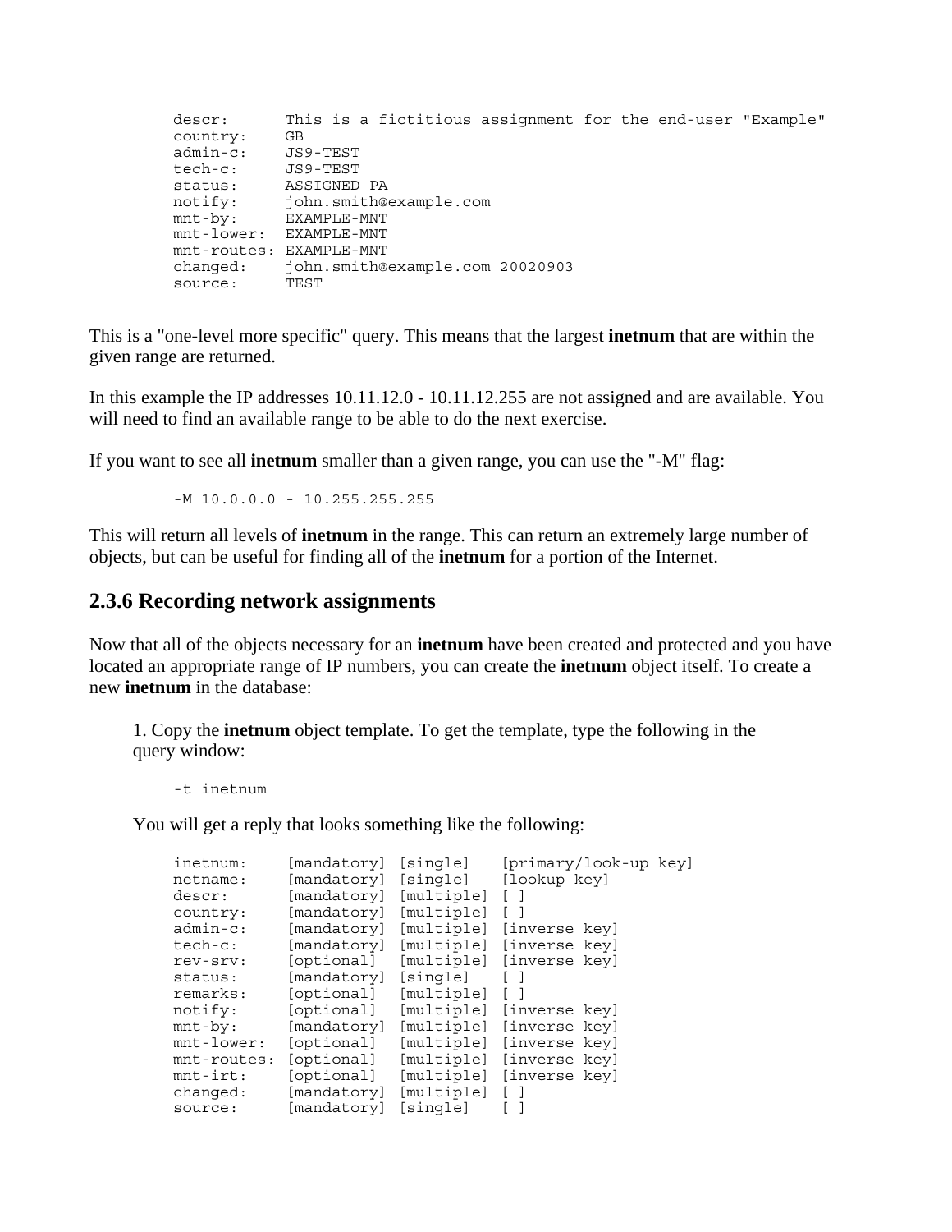```
descr:       This is a fictitious assignment for the end-user "Example"
country:     GB
admin-c:     JS9-TEST
tech-c:      JS9-TEST
status:      ASSIGNED PA
notify:      john.smith@example.com
mnt-by:      EXAMPLE-MNT
mnt-lower:   EXAMPLE-MNT
mnt-routes:  EXAMPLE-MNT
changed:     john.smith@example.com 20020903
source:      TEST
```

This is a "one-level more specific" query. This means that the largest **inetnum** that are within the given range are returned.

In this example the IP addresses 10.11.12.0 - 10.11.12.255 are not assigned and are available. You will need to find an available range to be able to do the next exercise.

If you want to see all **inetnum** smaller than a given range, you can use the "-M" flag:

```
-M 10.0.0.0 - 10.255.255.255
```

This will return all levels of **inetnum** in the range. This can return an extremely large number of objects, but can be useful for finding all of the **inetnum** for a portion of the Internet.

### 2.3.6 Recording network assignments

Now that all of the objects necessary for an **inetnum** have been created and protected and you have located an appropriate range of IP numbers, you can create the **inetnum** object itself. To create a new **inetnum** in the database:

1. Copy the **inetnum** object template. To get the template, type the following in the query window:

```
-t inetnum
```

You will get a reply that looks something like the following:

```
inetnum:     [mandatory]  [single]    [primary/look-up key]
netname:     [mandatory]  [single]    [lookup key]
descr:       [mandatory]  [multiple]  [ ]
country:     [mandatory]  [multiple]  [ ]
admin-c:     [mandatory]  [multiple]  [inverse key]
tech-c:      [mandatory]  [multiple]  [inverse key]
rev-srv:     [optional]   [multiple]  [inverse key]
status:      [mandatory]  [single]    [ ]
remarks:     [optional]   [multiple]  [ ]
notify:      [optional]   [multiple]  [inverse key]
mnt-by:      [mandatory]  [multiple]  [inverse key]
mnt-lower:   [optional]   [multiple]  [inverse key]
mnt-routes:  [optional]   [multiple]  [inverse key]
mnt-irt:     [optional]   [multiple]  [inverse key]
changed:     [mandatory]  [multiple]  [ ]
source:      [mandatory]  [single]    [ ]
```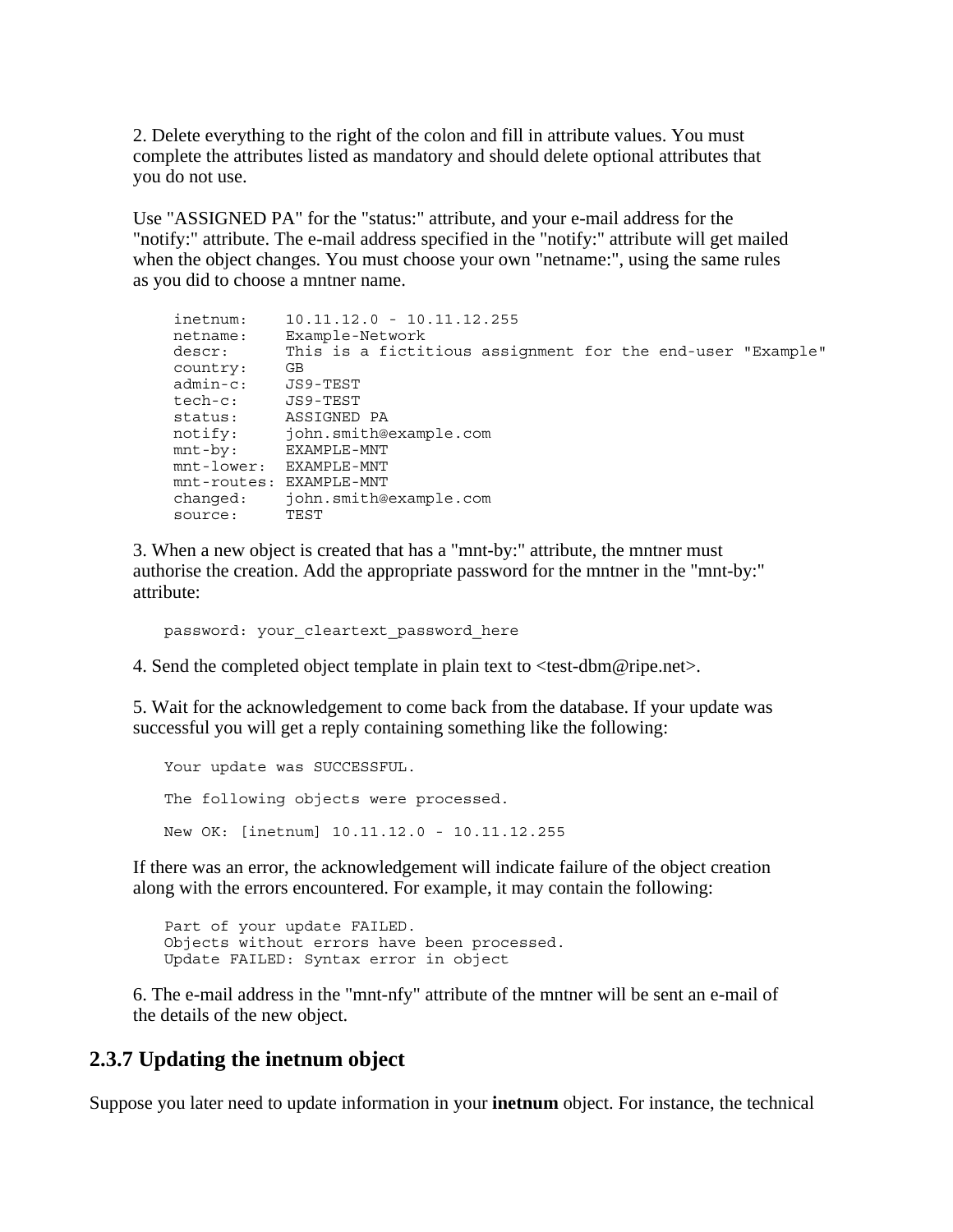2. Delete everything to the right of the colon and fill in attribute values. You must complete the attributes listed as mandatory and should delete optional attributes that you do not use.

Use "ASSIGNED PA" for the "status:" attribute, and your e-mail address for the "notify:" attribute. The e-mail address specified in the "notify:" attribute will get mailed when the object changes. You must choose your own "netname:", using the same rules as you did to choose a mntner name.

```
inetnum:     10.11.12.0 - 10.11.12.255
netname:     Example-Network
descr:       This is a fictitious assignment for the end-user "Example"
country:     GB
admin-c:     JS9-TEST
tech-c:      JS9-TEST
status:      ASSIGNED PA
notify:      john.smith@example.com
mnt-by:      EXAMPLE-MNT
mnt-lower:   EXAMPLE-MNT
mnt-routes:  EXAMPLE-MNT
changed:     john.smith@example.com
source:      TEST
```

3. When a new object is created that has a "mnt-by:" attribute, the mntner must authorise the creation. Add the appropriate password for the mntner in the "mnt-by:" attribute:

```
password: your_cleartext_password_here
```

4. Send the completed object template in plain text to <test-dbm@ripe.net>.

5. Wait for the acknowledgement to come back from the database. If your update was successful you will get a reply containing something like the following:

```
Your update was SUCCESSFUL.

The following objects were processed.

New OK: [inetnum] 10.11.12.0 - 10.11.12.255
```

If there was an error, the acknowledgement will indicate failure of the object creation along with the errors encountered. For example, it may contain the following:

```
Part of your update FAILED.
Objects without errors have been processed.
Update FAILED: Syntax error in object
```

6. The e-mail address in the "mnt-nfy" attribute of the mntner will be sent an e-mail of the details of the new object.

## 2.3.7 Updating the inetnum object

Suppose you later need to update information in your **inetnum** object. For instance, the technical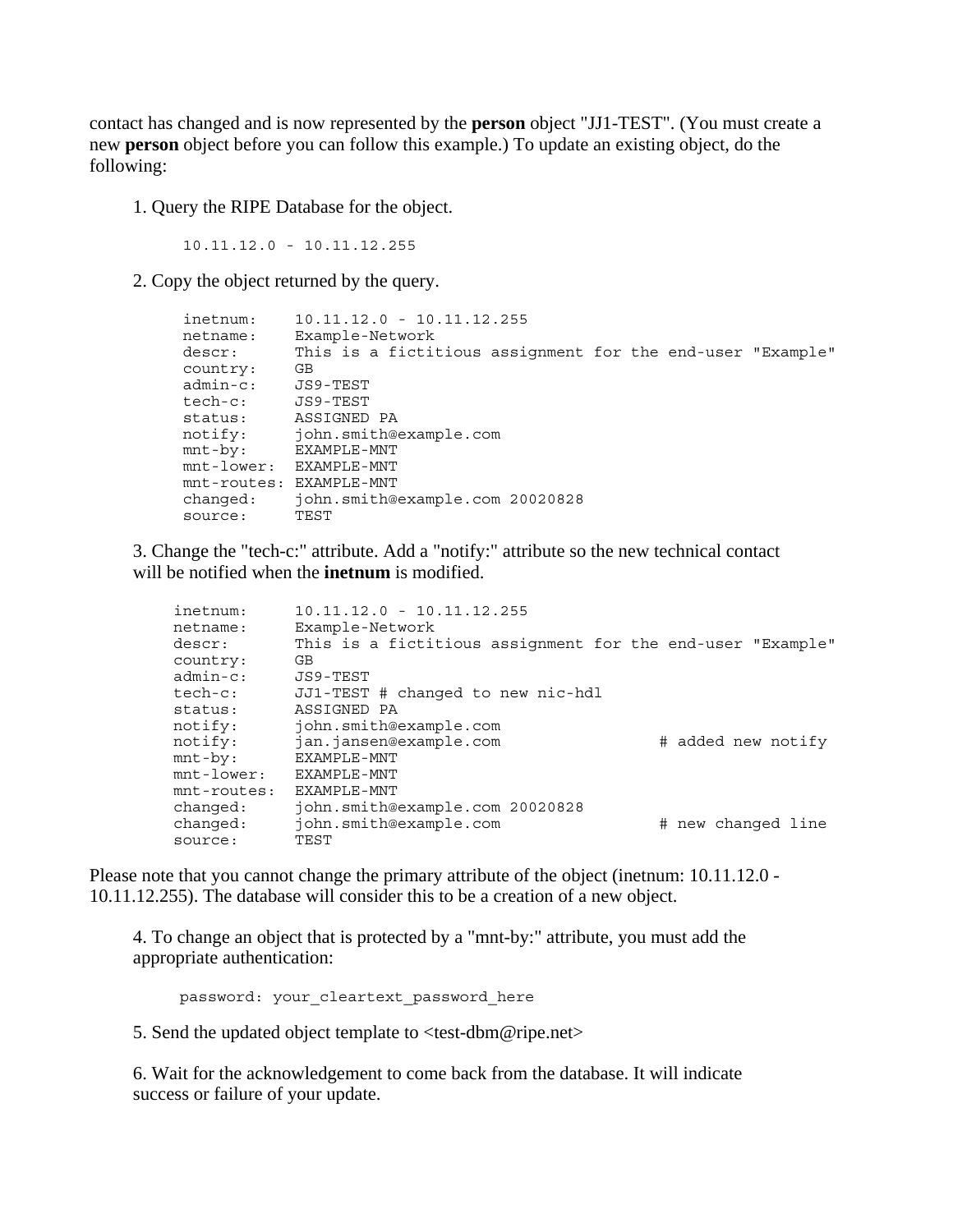contact has changed and is now represented by the **person** object "JJ1-TEST". (You must create a new **person** object before you can follow this example.) To update an existing object, do the following:

1. Query the RIPE Database for the object.

```
10.11.12.0 - 10.11.12.255
```

2. Copy the object returned by the query.

```
inetnum:    10.11.12.0 - 10.11.12.255
netname:    Example-Network
descr:      This is a fictitious assignment for the end-user "Example"
country:    GB
admin-c:    JS9-TEST
tech-c:     JS9-TEST
status:     ASSIGNED PA
notify:     john.smith@example.com
mnt-by:     EXAMPLE-MNT
mnt-lower:  EXAMPLE-MNT
mnt-routes: EXAMPLE-MNT
changed:    john.smith@example.com 20020828
source:     TEST
```

3. Change the "tech-c:" attribute. Add a "notify:" attribute so the new technical contact will be notified when the **inetnum** is modified.

```
inetnum:     10.11.12.0 - 10.11.12.255
netname:     Example-Network
descr:       This is a fictitious assignment for the end-user "Example"
country:     GB
admin-c:     JS9-TEST
tech-c:      JJ1-TEST # changed to new nic-hdl
status:      ASSIGNED PA
notify:      john.smith@example.com
notify:      jan.jansen@example.com                # added new notify
mnt-by:      EXAMPLE-MNT
mnt-lower:   EXAMPLE-MNT
mnt-routes:  EXAMPLE-MNT
changed:     john.smith@example.com 20020828
changed:     john.smith@example.com                # new changed line
source:      TEST
```

Please note that you cannot change the primary attribute of the object (inetnum: 10.11.12.0 - 10.11.12.255). The database will consider this to be a creation of a new object.

4. To change an object that is protected by a "mnt-by:" attribute, you must add the appropriate authentication:

```
password: your_cleartext_password_here
```

5. Send the updated object template to <test-dbm@ripe.net>

6. Wait for the acknowledgement to come back from the database. It will indicate success or failure of your update.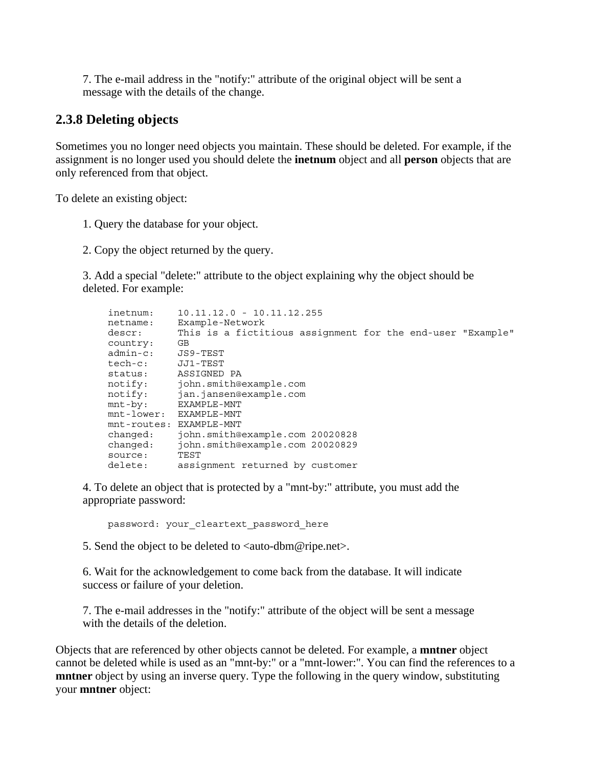7. The e-mail address in the "notify:" attribute of the original object will be sent a message with the details of the change.

### 2.3.8 Deleting objects

Sometimes you no longer need objects you maintain. These should be deleted. For example, if the assignment is no longer used you should delete the **inetnum** object and all **person** objects that are only referenced from that object.

To delete an existing object:

1. Query the database for your object.

2. Copy the object returned by the query.

3. Add a special "delete:" attribute to the object explaining why the object should be deleted. For example:

```
inetnum:    10.11.12.0 - 10.11.12.255
netname:    Example-Network
descr:      This is a fictitious assignment for the end-user "Example"
country:    GB
admin-c:    JS9-TEST
tech-c:     JJ1-TEST
status:     ASSIGNED PA
notify:     john.smith@example.com
notify:     jan.jansen@example.com
mnt-by:     EXAMPLE-MNT
mnt-lower:  EXAMPLE-MNT
mnt-routes: EXAMPLE-MNT
changed:    john.smith@example.com 20020828
changed:    john.smith@example.com 20020829
source:     TEST
delete:     assignment returned by customer
```

4. To delete an object that is protected by a "mnt-by:" attribute, you must add the appropriate password:

```
password: your_cleartext_password_here
```

5. Send the object to be deleted to <auto-dbm@ripe.net>.

6. Wait for the acknowledgement to come back from the database. It will indicate success or failure of your deletion.

7. The e-mail addresses in the "notify:" attribute of the object will be sent a message with the details of the deletion.

Objects that are referenced by other objects cannot be deleted. For example, a **mntner** object cannot be deleted while is used as an "mnt-by:" or a "mnt-lower:". You can find the references to a **mntner** object by using an inverse query. Type the following in the query window, substituting your **mntner** object: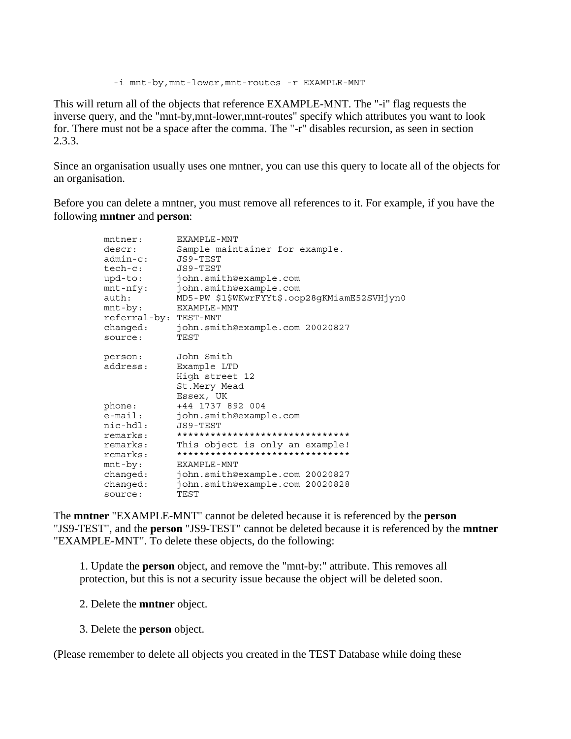```
-i mnt-by,mnt-lower,mnt-routes -r EXAMPLE-MNT
```

This will return all of the objects that reference EXAMPLE-MNT. The "-i" flag requests the inverse query, and the "mnt-by,mnt-lower,mnt-routes" specify which attributes you want to look for. There must not be a space after the comma. The "-r" disables recursion, as seen in section 2.3.3.

Since an organisation usually uses one mntner, you can use this query to locate all of the objects for an organisation.

Before you can delete a mntner, you must remove all references to it. For example, if you have the following **mntner** and **person**:

```
mntner:      EXAMPLE-MNT
descr:       Sample maintainer for example.
admin-c:     JS9-TEST
tech-c:      JS9-TEST
upd-to:      john.smith@example.com
mnt-nfy:     john.smith@example.com
auth:        MD5-PW $1$WKwrFYYt$.oop28gKMiamE52SVHjyn0
mnt-by:      EXAMPLE-MNT
referral-by: TEST-MNT
changed:     john.smith@example.com 20020827
source:      TEST

person:      John Smith
address:     Example LTD
             High street 12
             St.Mery Mead
             Essex, UK
phone:       +44 1737 892 004
e-mail:      john.smith@example.com
nic-hdl:     JS9-TEST
remarks:     *******************************
remarks:     This object is only an example!
remarks:     *******************************
mnt-by:      EXAMPLE-MNT
changed:     john.smith@example.com 20020827
changed:     john.smith@example.com 20020828
source:      TEST
```

The **mntner** "EXAMPLE-MNT" cannot be deleted because it is referenced by the **person** "JS9-TEST", and the **person** "JS9-TEST" cannot be deleted because it is referenced by the **mntner** "EXAMPLE-MNT". To delete these objects, do the following:

1. Update the **person** object, and remove the "mnt-by:" attribute. This removes all protection, but this is not a security issue because the object will be deleted soon.

2. Delete the **mntner** object.

3. Delete the **person** object.

(Please remember to delete all objects you created in the TEST Database while doing these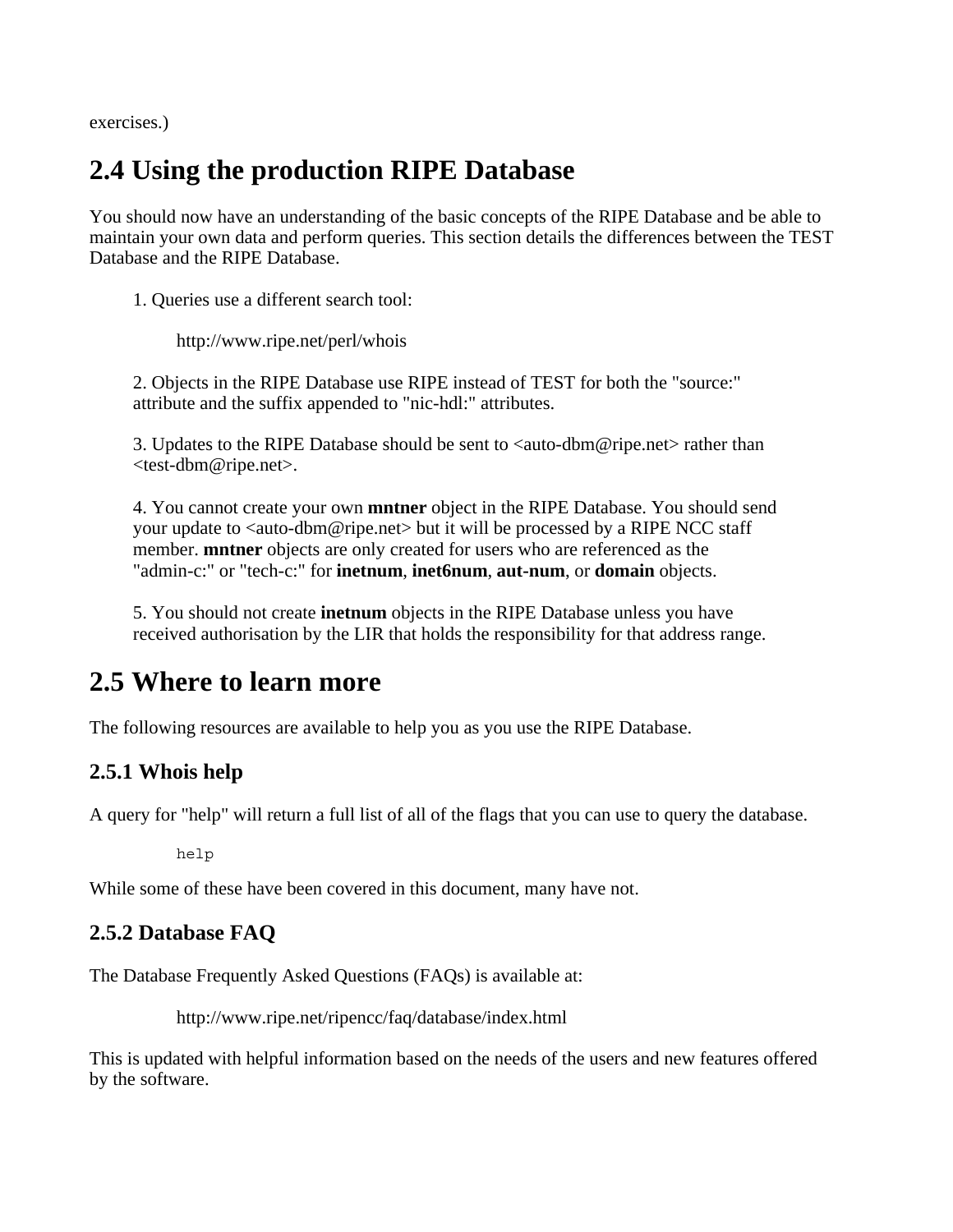exercises.)

## 2.4 Using the production RIPE Database

You should now have an understanding of the basic concepts of the RIPE Database and be able to maintain your own data and perform queries. This section details the differences between the TEST Database and the RIPE Database.

1. Queries use a different search tool:

   http://www.ripe.net/perl/whois

2. Objects in the RIPE Database use RIPE instead of TEST for both the "source:" attribute and the suffix appended to "nic-hdl:" attributes.

3. Updates to the RIPE Database should be sent to <auto-dbm@ripe.net> rather than <test-dbm@ripe.net>.

4. You cannot create your own **mntner** object in the RIPE Database. You should send your update to <auto-dbm@ripe.net> but it will be processed by a RIPE NCC staff member. **mntner** objects are only created for users who are referenced as the "admin-c:" or "tech-c:" for **inetnum**, **inet6num**, **aut-num**, or **domain** objects.

5. You should not create **inetnum** objects in the RIPE Database unless you have received authorisation by the LIR that holds the responsibility for that address range.

## 2.5 Where to learn more

The following resources are available to help you as you use the RIPE Database.

### 2.5.1 Whois help

A query for "help" will return a full list of all of the flags that you can use to query the database.

```
help
```

While some of these have been covered in this document, many have not.

### 2.5.2 Database FAQ

The Database Frequently Asked Questions (FAQs) is available at:

http://www.ripe.net/ripencc/faq/database/index.html

This is updated with helpful information based on the needs of the users and new features offered by the software.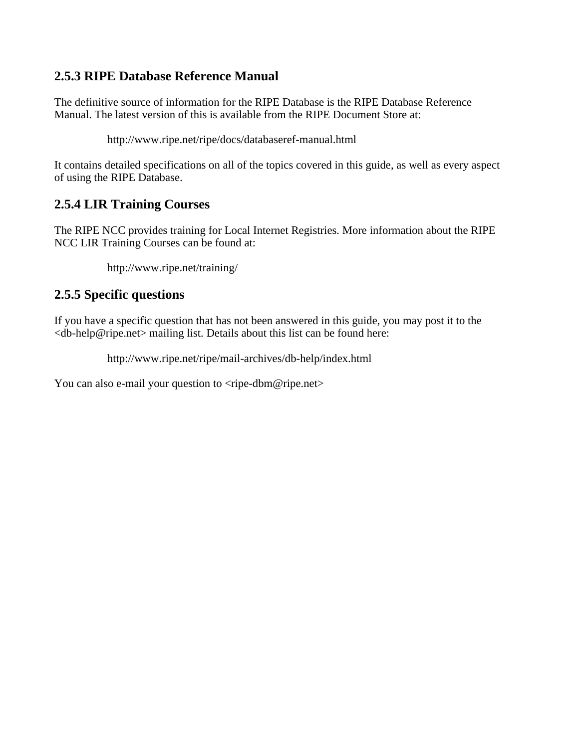### 2.5.3 RIPE Database Reference Manual

The definitive source of information for the RIPE Database is the RIPE Database Reference Manual. The latest version of this is available from the RIPE Document Store at:

> http://www.ripe.net/ripe/docs/databaseref-manual.html

It contains detailed specifications on all of the topics covered in this guide, as well as every aspect of using the RIPE Database.

### 2.5.4 LIR Training Courses

The RIPE NCC provides training for Local Internet Registries. More information about the RIPE NCC LIR Training Courses can be found at:

> http://www.ripe.net/training/

### 2.5.5 Specific questions

If you have a specific question that has not been answered in this guide, you may post it to the <db-help@ripe.net> mailing list. Details about this list can be found here:

> http://www.ripe.net/ripe/mail-archives/db-help/index.html

You can also e-mail your question to <ripe-dbm@ripe.net>